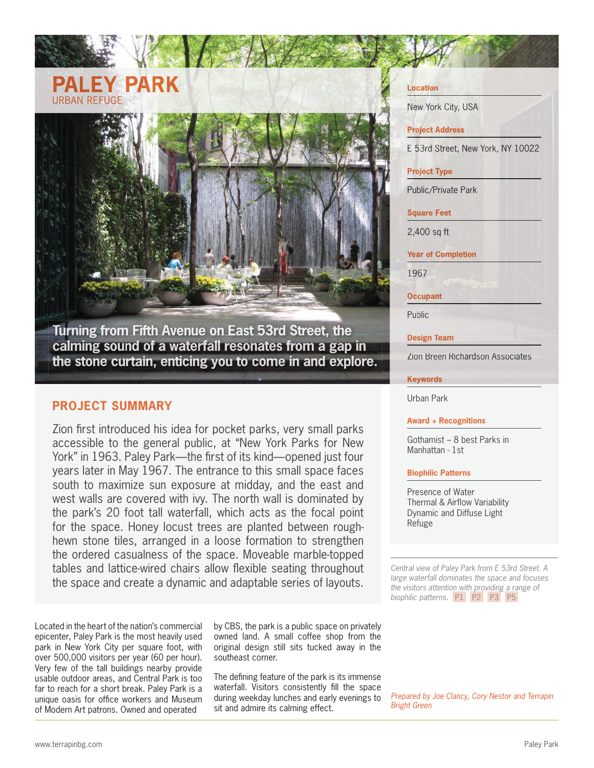# PALEY PARK

URBAN REFUGE

**Turning from Fifth Avenue on East 53rd Street, the calming sound of a waterfall resonates from a gap in the stone curtain, enticing you to come in and explore.**

## PROJECT SUMMARY

Zion first introduced his idea for pocket parks, very small parks accessible to the general public, at "New York Parks for New York" in 1963. Paley Park—the first of its kind—opened just four years later in May 1967. The entrance to this small space faces south to maximize sun exposure at midday, and the east and west walls are covered with ivy. The north wall is dominated by the park's 20 foot tall waterfall, which acts as the focal point for the space. Honey locust trees are planted between rough-hewn stone tiles, arranged in a loose formation to strengthen the ordered casualness of the space. Moveable marble-topped tables and lattice-wired chairs allow flexible seating throughout the space and create a dynamic and adaptable series of layouts.

Located in the heart of the nation's commercial epicenter, Paley Park is the most heavily used park in New York City per square foot, with over 500,000 visitors per year (60 per hour). Very few of the tall buildings nearby provide usable outdoor areas, and Central Park is too far to reach for a short break. Paley Park is a unique oasis for office workers and Museum of Modern Art patrons. Owned and operated by CBS, the park is a public space on privately owned land. A small coffee shop from the original design still sits tucked away in the southeast corner.

The defining feature of the park is its immense waterfall. Visitors consistently fill the space during weekday lunches and early evenings to sit and admire its calming effect.

**Location**

New York City, USA

**Project Address**

E 53rd Street, New York, NY 10022

**Project Type**

Public/Private Park

**Square Feet**

2,400 sq ft

**Year of Completion**

1967

**Occupant**

Public

**Design Team**

Zion Breen Richardson Associates

**Keywords**

Urban Park

**Award + Recognitions**

Gothamist – 8 best Parks in Manhattan - 1st

**Biophilic Patterns**

Presence of Water
Thermal & Airflow Variability
Dynamic and Diffuse Light
Refuge

*Central view of Paley Park from E 53rd Street. A large waterfall dominates the space and focuses the visitors attention with providing a range of biophilic patterns.* P1 P2 P3 P5

*Prepared by Joe Clancy, Cory Nestor and Terrapin Bright Green*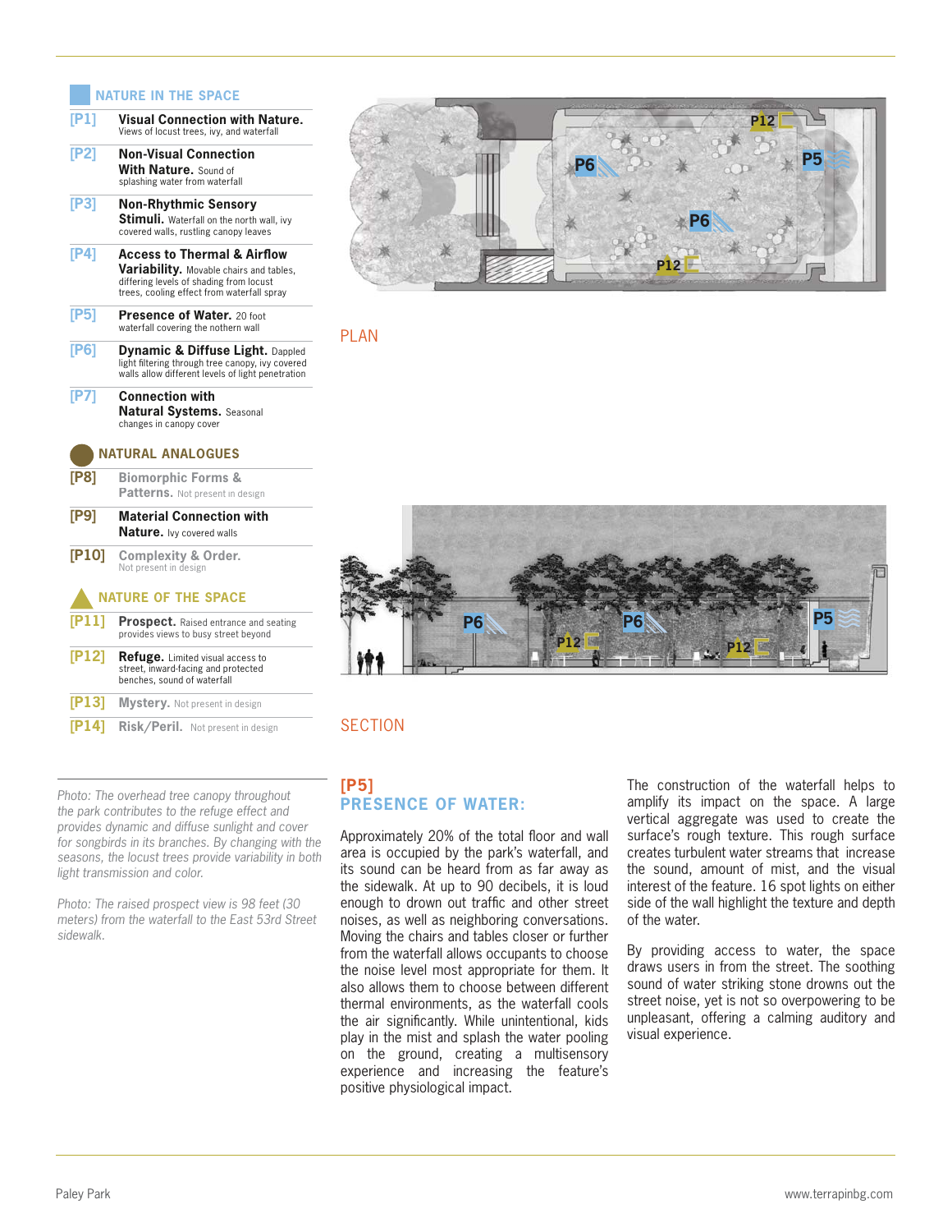## NATURE IN THE SPACE

**[P1] Visual Connection with Nature.** Views of locust trees, ivy, and waterfall

**[P2] Non-Visual Connection With Nature.** Sound of splashing water from waterfall

**[P3] Non-Rhythmic Sensory Stimuli.** Waterfall on the north wall, ivy covered walls, rustling canopy leaves

**[P4] Access to Thermal & Airflow Variability.** Movable chairs and tables, differing levels of shading from locust trees, cooling effect from waterfall spray

**[P5] Presence of Water.** 20 foot waterfall covering the northern wall

**[P6] Dynamic & Diffuse Light.** Dappled light filtering through tree canopy, ivy covered walls allow different levels of light penetration

**[P7] Connection with Natural Systems.** Seasonal changes in canopy cover

## NATURAL ANALOGUES

**[P8] Biomorphic Forms & Patterns.** Not present in design

**[P9] Material Connection with Nature.** Ivy covered walls

**[P10] Complexity & Order.** Not present in design

## NATURE OF THE SPACE

**[P11] Prospect.** Raised entrance and seating provides views to busy street beyond

**[P12] Refuge.** Limited visual access to street, inward-facing and protected benches, sound of waterfall

**[P13] Mystery.** Not present in design

**[P14] Risk/Peril.** Not present in design

PLAN

SECTION

*Photo: The overhead tree canopy throughout the park contributes to the refuge effect and provides dynamic and diffuse sunlight and cover for songbirds in its branches. By changing with the seasons, the locust trees provide variability in both light transmission and color.*

*Photo: The raised prospect view is 98 feet (30 meters) from the waterfall to the East 53rd Street sidewalk.*

## [P5] PRESENCE OF WATER:

Approximately 20% of the total floor and wall area is occupied by the park's waterfall, and its sound can be heard from as far away as the sidewalk. At up to 90 decibels, it is loud enough to drown out traffic and other street noises, as well as neighboring conversations. Moving the chairs and tables closer or further from the waterfall allows occupants to choose the noise level most appropriate for them. It also allows them to choose between different thermal environments, as the waterfall cools the air significantly. While unintentional, kids play in the mist and splash the water pooling on the ground, creating a multisensory experience and increasing the feature's positive physiological impact.

The construction of the waterfall helps to amplify its impact on the space. A large vertical aggregate was used to create the surface's rough texture. This rough surface creates turbulent water streams that increase the sound, amount of mist, and the visual interest of the feature. 16 spot lights on either side of the wall highlight the texture and depth of the water.

By providing access to water, the space draws users in from the street. The soothing sound of water striking stone drowns out the street noise, yet is not so overpowering to be unpleasant, offering a calming auditory and visual experience.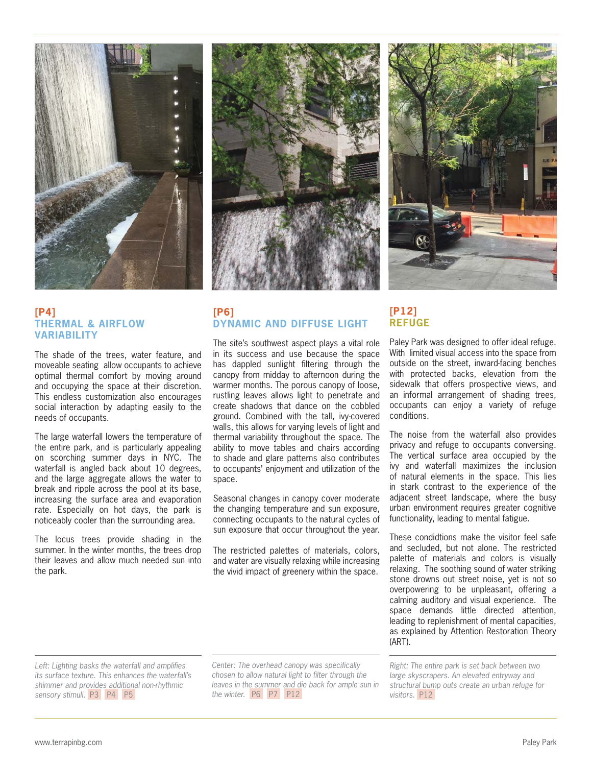## [P4] THERMAL & AIRFLOW VARIABILITY

The shade of the trees, water feature, and moveable seating allow occupants to achieve optimal thermal comfort by moving around and occupying the space at their discretion. This endless customization also encourages social interaction by adapting easily to the needs of occupants.

The large waterfall lowers the temperature of the entire park, and is particularly appealing on scorching summer days in NYC. The waterfall is angled back about 10 degrees, and the large aggregate allows the water to break and ripple across the pool at its base, increasing the surface area and evaporation rate. Especially on hot days, the park is noticeably cooler than the surrounding area.

The locus trees provide shading in the summer. In the winter months, the trees drop their leaves and allow much needed sun into the park.

## [P6] DYNAMIC AND DIFFUSE LIGHT

The site's southwest aspect plays a vital role in its success and use because the space has dappled sunlight filtering through the canopy from midday to afternoon during the warmer months. The porous canopy of loose, rustling leaves allows light to penetrate and create shadows that dance on the cobbled ground. Combined with the tall, ivy-covered walls, this allows for varying levels of light and thermal variability throughout the space. The ability to move tables and chairs according to shade and glare patterns also contributes to occupants' enjoyment and utilization of the space.

Seasonal changes in canopy cover moderate the changing temperature and sun exposure, connecting occupants to the natural cycles of sun exposure that occur throughout the year.

The restricted palettes of materials, colors, and water are visually relaxing while increasing the vivid impact of greenery within the space.

## [P12] REFUGE

Paley Park was designed to offer ideal refuge. With limited visual access into the space from outside on the street, inward-facing benches with protected backs, elevation from the sidewalk that offers prospective views, and an informal arrangement of shading trees, occupants can enjoy a variety of refuge conditions.

The noise from the waterfall also provides privacy and refuge to occupants conversing. The vertical surface area occupied by the ivy and waterfall maximizes the inclusion of natural elements in the space. This lies in stark contrast to the experience of the adjacent street landscape, where the busy urban environment requires greater cognitive functionality, leading to mental fatigue.

These condidtions make the visitor feel safe and secluded, but not alone. The restricted palette of materials and colors is visually relaxing. The soothing sound of water striking stone drowns out street noise, yet is not so overpowering to be unpleasant, offering a calming auditory and visual experience. The space demands little directed attention, leading to replenishment of mental capacities, as explained by Attention Restoration Theory (ART).

*Left: Lighting basks the waterfall and amplifies its surface texture. This enhances the waterfall's shimmer and provides additional non-rhythmic sensory stimuli.* P3 P4 P5

*Center: The overhead canopy was specifically chosen to allow natural light to filter through the leaves in the summer and die back for ample sun in the winter.* P6 P7 P12

*Right: The entire park is set back between two large skyscrapers. An elevated entryway and structural bump outs create an urban refuge for visitors.* P12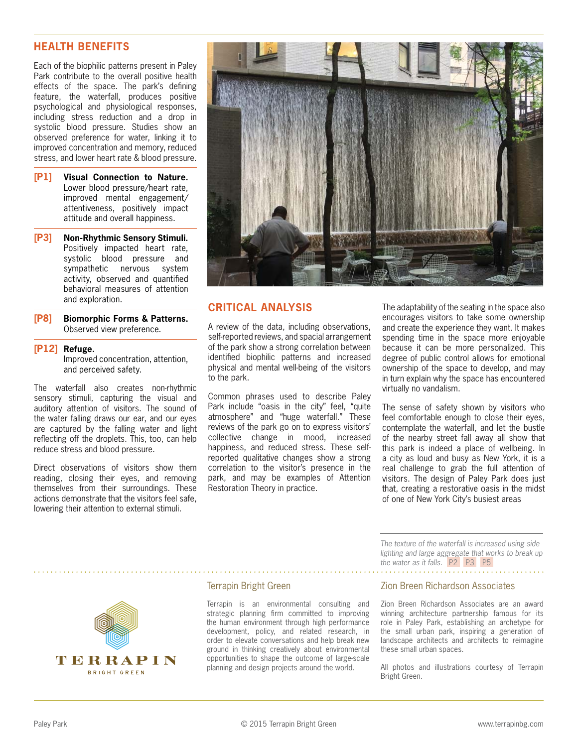## HEALTH BENEFITS

Each of the biophilic patterns present in Paley Park contribute to the overall positive health effects of the space. The park's defining feature, the waterfall, produces positive psychological and physiological responses, including stress reduction and a drop in systolic blood pressure. Studies show an observed preference for water, linking it to improved concentration and memory, reduced stress, and lower heart rate & blood pressure.

**[P1] Visual Connection to Nature.** Lower blood pressure/heart rate, improved mental engagement/attentiveness, positively impact attitude and overall happiness.

**[P3] Non-Rhythmic Sensory Stimuli.** Positively impacted heart rate, systolic blood pressure and sympathetic nervous system activity, observed and quantified behavioral measures of attention and exploration.

**[P8] Biomorphic Forms & Patterns.** Observed view preference.

**[P12] Refuge.** Improved concentration, attention, and perceived safety.

The waterfall also creates non-rhythmic sensory stimuli, capturing the visual and auditory attention of visitors. The sound of the water falling draws our ear, and our eyes are captured by the falling water and light reflecting off the droplets. This, too, can help reduce stress and blood pressure.

Direct observations of visitors show them reading, closing their eyes, and removing themselves from their surroundings. These actions demonstrate that the visitors feel safe, lowering their attention to external stimuli.

## CRITICAL ANALYSIS

A review of the data, including observations, self-reported reviews, and spacial arrangement of the park show a strong correlation between identified biophilic patterns and increased physical and mental well-being of the visitors to the park.

Common phrases used to describe Paley Park include "oasis in the city" feel, "quite atmosphere" and "huge waterfall." These reviews of the park go on to express visitors' collective change in mood, increased happiness, and reduced stress. These self-reported qualitative changes show a strong correlation to the visitor's presence in the park, and may be examples of Attention Restoration Theory in practice.

The adaptability of the seating in the space also encourages visitors to take some ownership and create the experience they want. It makes spending time in the space more enjoyable because it can be more personalized. This degree of public control allows for emotional ownership of the space to develop, and may in turn explain why the space has encountered virtually no vandalism.

The sense of safety shown by visitors who feel comfortable enough to close their eyes, contemplate the waterfall, and let the bustle of the nearby street fall away all show that this park is indeed a place of wellbeing. In a city as loud and busy as New York, it is a real challenge to grab the full attention of visitors. The design of Paley Park does just that, creating a restorative oasis in the midst of one of New York City's busiest areas

*The texture of the waterfall is increased using side lighting and large aggregate that works to break up the water as it falls.* P2 P3 P5

TERRAPIN
BRIGHT GREEN

### Terrapin Bright Green

Terrapin is an environmental consulting and strategic planning firm committed to improving the human environment through high performance development, policy, and related research, in order to elevate conversations and help break new ground in thinking creatively about environmental opportunities to shape the outcome of large-scale planning and design projects around the world.

### Zion Breen Richardson Associates

Zion Breen Richardson Associates are an award winning architecture partnership famous for its role in Paley Park, establishing an archetype for the small urban park, inspiring a generation of landscape architects and architects to reimagine these small urban spaces.

All photos and illustrations courtesy of Terrapin Bright Green.